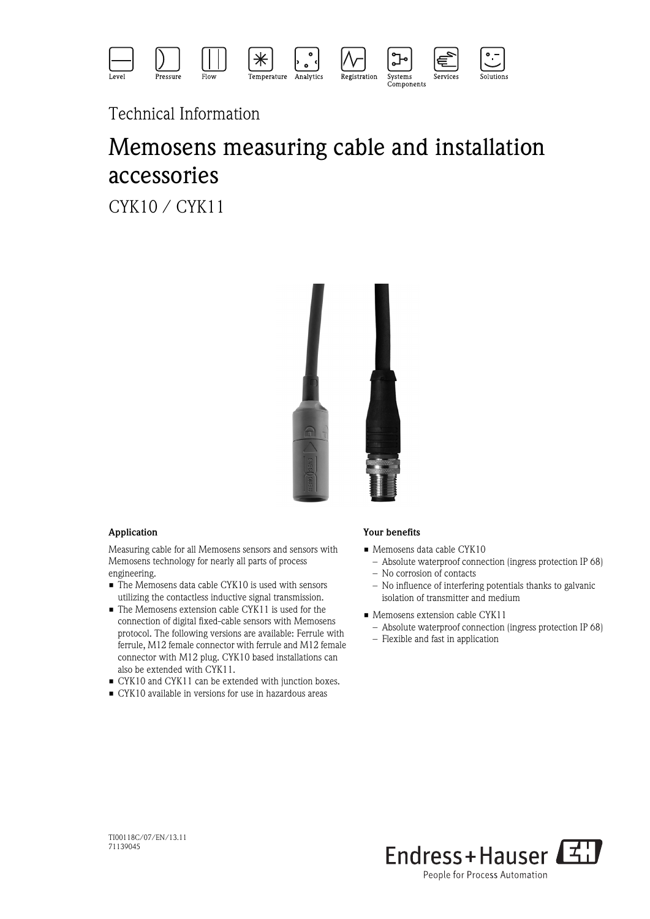Level Pressure Flow Temperature Analytics Registration Systems Components Services Solutions

Technical Information

# Memosens measuring cable and installation accessories

CYK10 / CYK11

## Application

Measuring cable for all Memosens sensors and sensors with Memosens technology for nearly all parts of process engineering.

- The Memosens data cable CYK10 is used with sensors utilizing the contactless inductive signal transmission.
- The Memosens extension cable CYK11 is used for the connection of digital fixed-cable sensors with Memosens protocol. The following versions are available: Ferrule with ferrule, M12 female connector with ferrule and M12 female connector with M12 plug. CYK10 based installations can also be extended with CYK11.
- CYK10 and CYK11 can be extended with junction boxes.
- CYK10 available in versions for use in hazardous areas

## Your benefits

- Memosens data cable CYK10
  - Absolute waterproof connection (ingress protection IP 68)
  - No corrosion of contacts
  - No influence of interfering potentials thanks to galvanic isolation of transmitter and medium
- Memosens extension cable CYK11
  - Absolute waterproof connection (ingress protection IP 68)
  - Flexible and fast in application

TI00118C/07/EN/13.11
71139045

Endress+Hauser
People for Process Automation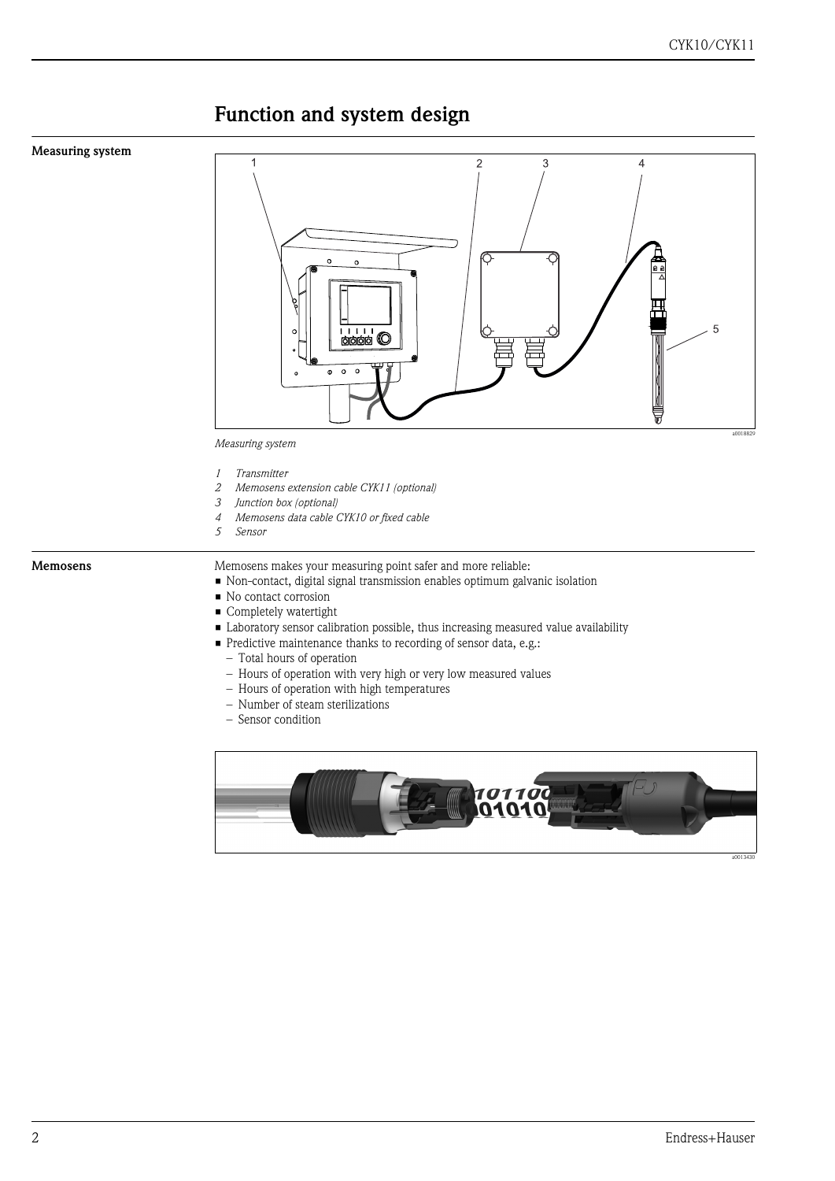# Function and system design

## Measuring system

*Measuring system*

1. *Transmitter*
2. *Memosens extension cable CYK11 (optional)*
3. *Junction box (optional)*
4. *Memosens data cable CYK10 or fixed cable*
5. *Sensor*

## Memosens

Memosens makes your measuring point safer and more reliable:

- Non-contact, digital signal transmission enables optimum galvanic isolation
- No contact corrosion
- Completely watertight
- Laboratory sensor calibration possible, thus increasing measured value availability
- Predictive maintenance thanks to recording of sensor data, e.g.:
  - Total hours of operation
  - Hours of operation with very high or very low measured values
  - Hours of operation with high temperatures
  - Number of steam sterilizations
  - Sensor condition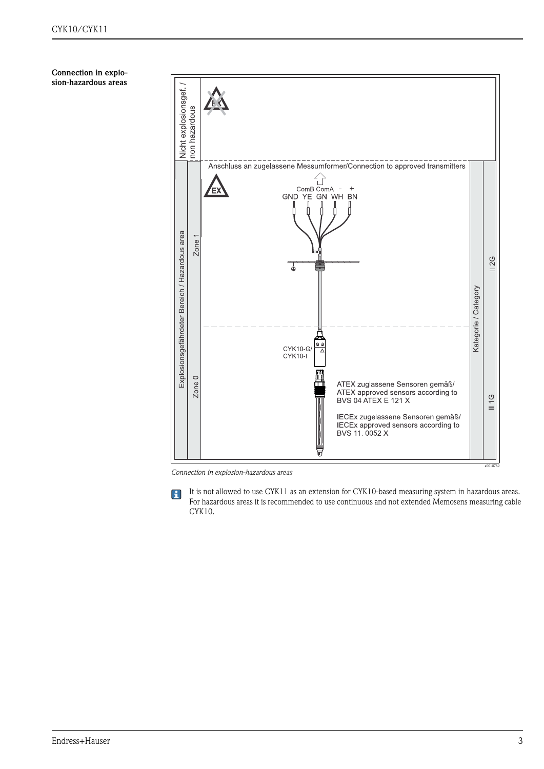**Connection in explosion-hazardous areas**

Nicht explosionsgef. / non hazardous

Anschluss an zugelassene Messumformer/Connection to approved transmitters

ComB ComA – +
GND YE GN WH BN

Explosionsgefährdeter Bereich / Hazardous area

Zone 1

Zone 0

CYK10-G/
CYK10-I

ATEX zuglassene Sensoren gemäß/
ATEX approved sensors according to
BVS 04 ATEX E 121 X

IECEx zugelassene Sensoren gemäß/
IECEx approved sensors according to
BVS 11. 0052 X

Kategorie / Category

II 2G

II 1G

*Connection in explosion-hazardous areas*

It is not allowed to use CYK11 as an extension for CYK10-based measuring system in hazardous areas. For hazardous areas it is recommended to use continuous and not extended Memosens measuring cable CYK10.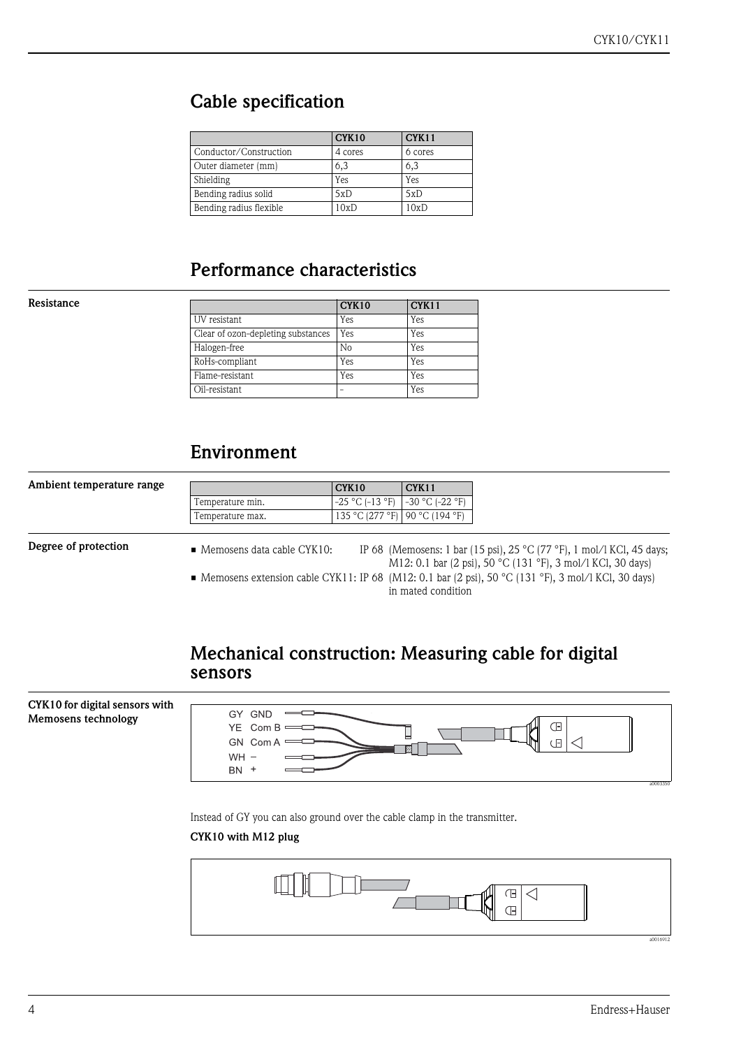## Cable specification

| | CYK10 | CYK11 |
|---|---|---|
| Conductor/Construction | 4 cores | 6 cores |
| Outer diameter (mm) | 6,3 | 6,3 |
| Shielding | Yes | Yes |
| Bending radius solid | 5xD | 5xD |
| Bending radius flexible | 10xD | 10xD |

## Performance characteristics

**Resistance**

| | CYK10 | CYK11 |
|---|---|---|
| UV resistant | Yes | Yes |
| Clear of ozon-depleting substances | Yes | Yes |
| Halogen-free | No | Yes |
| RoHs-compliant | Yes | Yes |
| Flame-resistant | Yes | Yes |
| Oil-resistant | – | Yes |

## Environment

**Ambient temperature range**

| | CYK10 | CYK11 |
|---|---|---|
| Temperature min. | -25 °C (-13 °F) | -30 °C (-22 °F) |
| Temperature max. | 135 °C (277 °F) | 90 °C (194 °F) |

**Degree of protection**

- Memosens data cable CYK10: IP 68 (Memosens: 1 bar (15 psi), 25 °C (77 °F), 1 mol/l KCl, 45 days; M12: 0.1 bar (2 psi), 50 °C (131 °F), 3 mol/l KCl, 30 days)
- Memosens extension cable CYK11: IP 68 (M12: 0.1 bar (2 psi), 50 °C (131 °F), 3 mol/l KCl, 30 days) in mated condition

## Mechanical construction: Measuring cable for digital sensors

**CYK10 for digital sensors with Memosens technology**

GY GND
YE Com B
GN Com A
WH –
BN +

a0003350

Instead of GY you can also ground over the cable clamp in the transmitter.

**CYK10 with M12 plug**

a0016912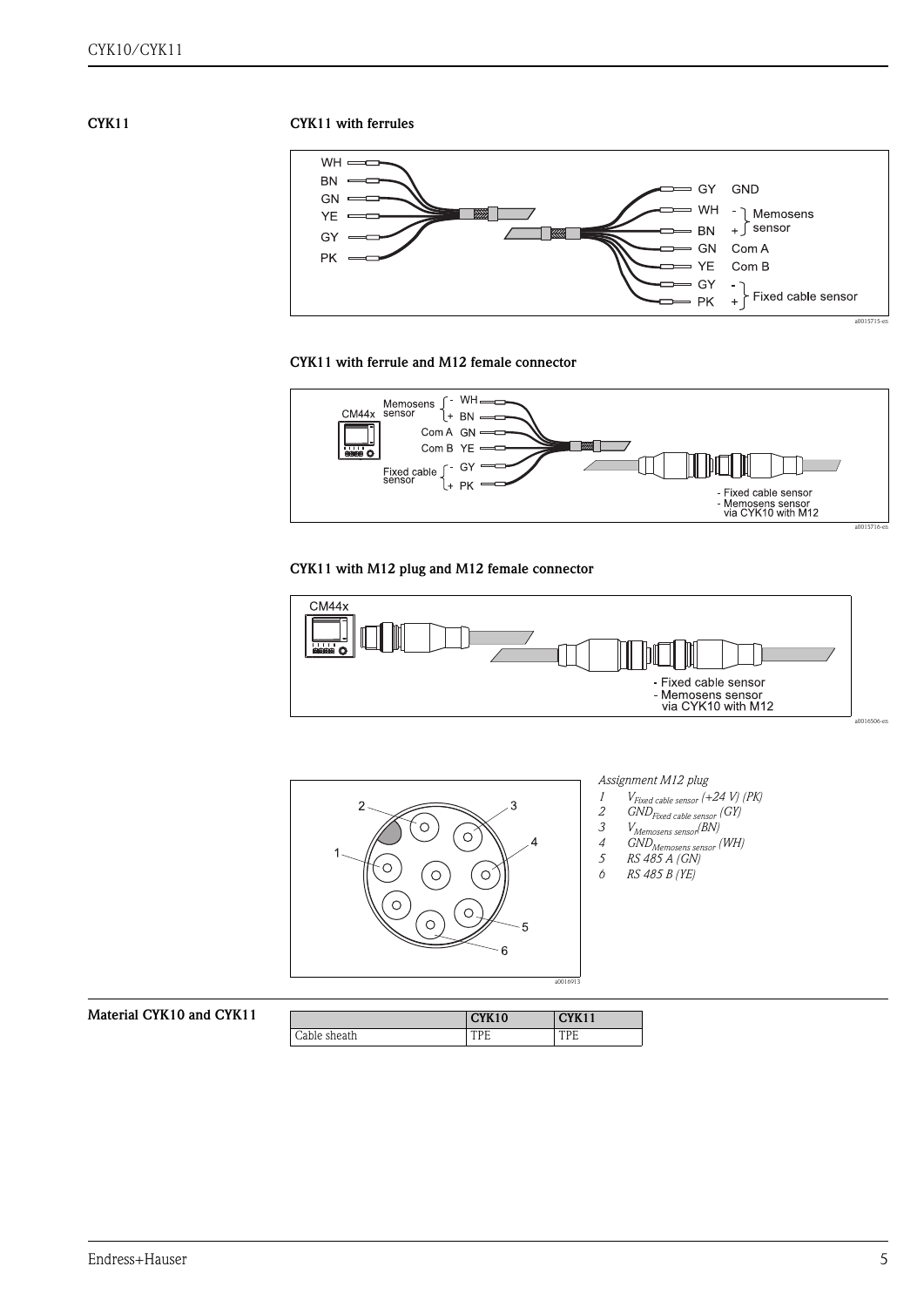## CYK11

### CYK11 with ferrules

WH
BN
GN
YE
GY
PK

GY GND
WH - Memosens sensor
BN +
GN Com A
YE Com B
GY - Fixed cable sensor
PK +

a0015715-en

### CYK11 with ferrule and M12 female connector

CM44x
Memosens sensor - WH, + BN
Com A GN
Com B YE
Fixed cable sensor - GY, + PK

- Fixed cable sensor
- Memosens sensor via CYK10 with M12

a0015716-en

### CYK11 with M12 plug and M12 female connector

CM44x

- Fixed cable sensor
- Memosens sensor via CYK10 with M12

a0016506-en

a0016913

*Assignment M12 plug*

1. $V_{Fixed\ cable\ sensor}$ (+24 V) (PK)
2. $GND_{Fixed\ cable\ sensor}$ (GY)
3. $V_{Memosens\ sensor}$ (BN)
4. $GND_{Memosens\ sensor}$ (WH)
5. RS 485 A (GN)
6. RS 485 B (YE)

## Material CYK10 and CYK11

| | CYK10 | CYK11 |
|---|---|---|
| Cable sheath | TPE | TPE |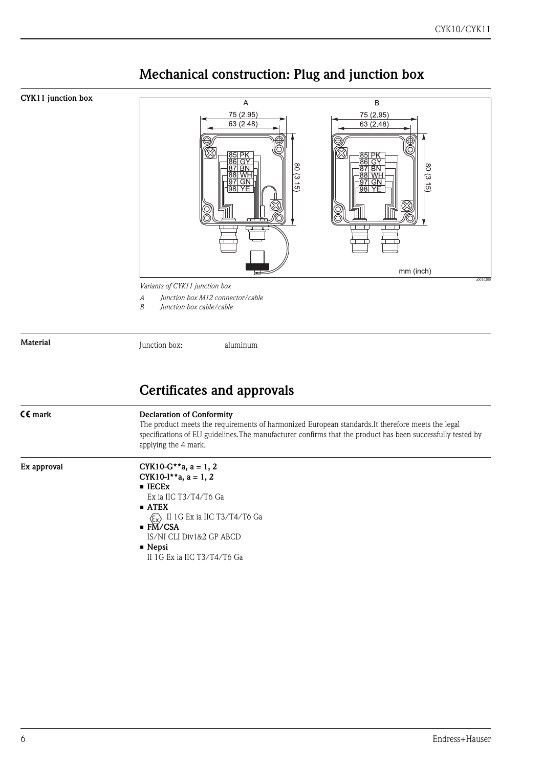# Mechanical construction: Plug and junction box

**CYK11 junction box**

*Variants of CYK11 junction box*

*A Junction box M12 connector/cable*
*B Junction box cable/cable*

**Material**

Junction box: aluminum

# Certificates and approvals

**CE mark**

**Declaration of Conformity**
The product meets the requirements of harmonized European standards.It therefore meets the legal specifications of EU guidelines.The manufacturer confirms that the product has been successfully tested by applying the 4 mark.

**Ex approval**

**CYK10-G**a, a = 1, 2**
**CYK10-I**a, a = 1, 2**

- **IECEx**
  Ex ia IIC T3/T4/T6 Ga
- **ATEX**
  Ex II 1G Ex ia IIC T3/T4/T6 Ga
- **FM/CSA**
  IS/NI CLI Div1&2 GP ABCD
- **Nepsi**
  II 1G Ex ia IIC T3/T4/T6 Ga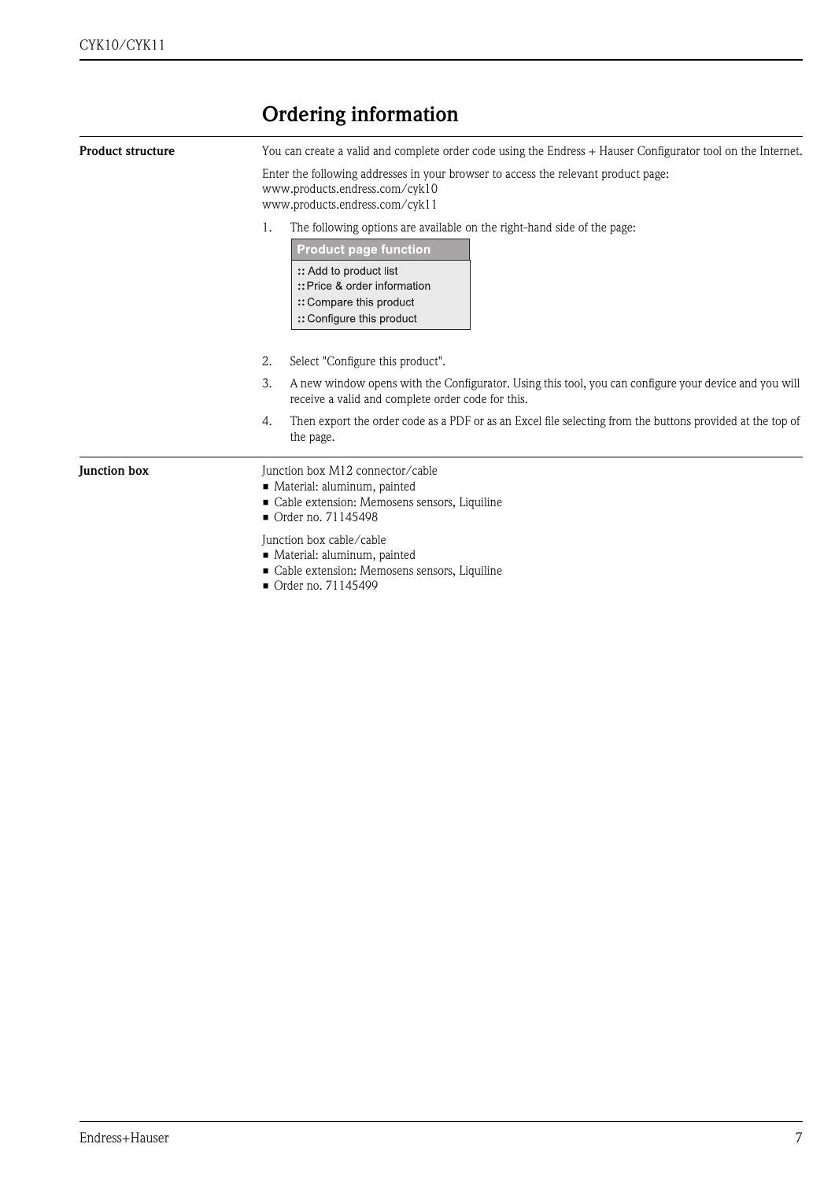# Ordering information

**Product structure**

You can create a valid and complete order code using the Endress + Hauser Configurator tool on the Internet.

Enter the following addresses in your browser to access the relevant product page:
www.products.endress.com/cyk10
www.products.endress.com/cyk11

1. The following options are available on the right-hand side of the page:

| Product page function |
|---|
| :: Add to product list<br>:: Price & order information<br>:: Compare this product<br>:: Configure this product |

2. Select "Configure this product".
3. A new window opens with the Configurator. Using this tool, you can configure your device and you will receive a valid and complete order code for this.
4. Then export the order code as a PDF or as an Excel file selecting from the buttons provided at the top of the page.

**Junction box**

Junction box M12 connector/cable
- Material: aluminum, painted
- Cable extension: Memosens sensors, Liquiline
- Order no. 71145498

Junction box cable/cable
- Material: aluminum, painted
- Cable extension: Memosens sensors, Liquiline
- Order no. 71145499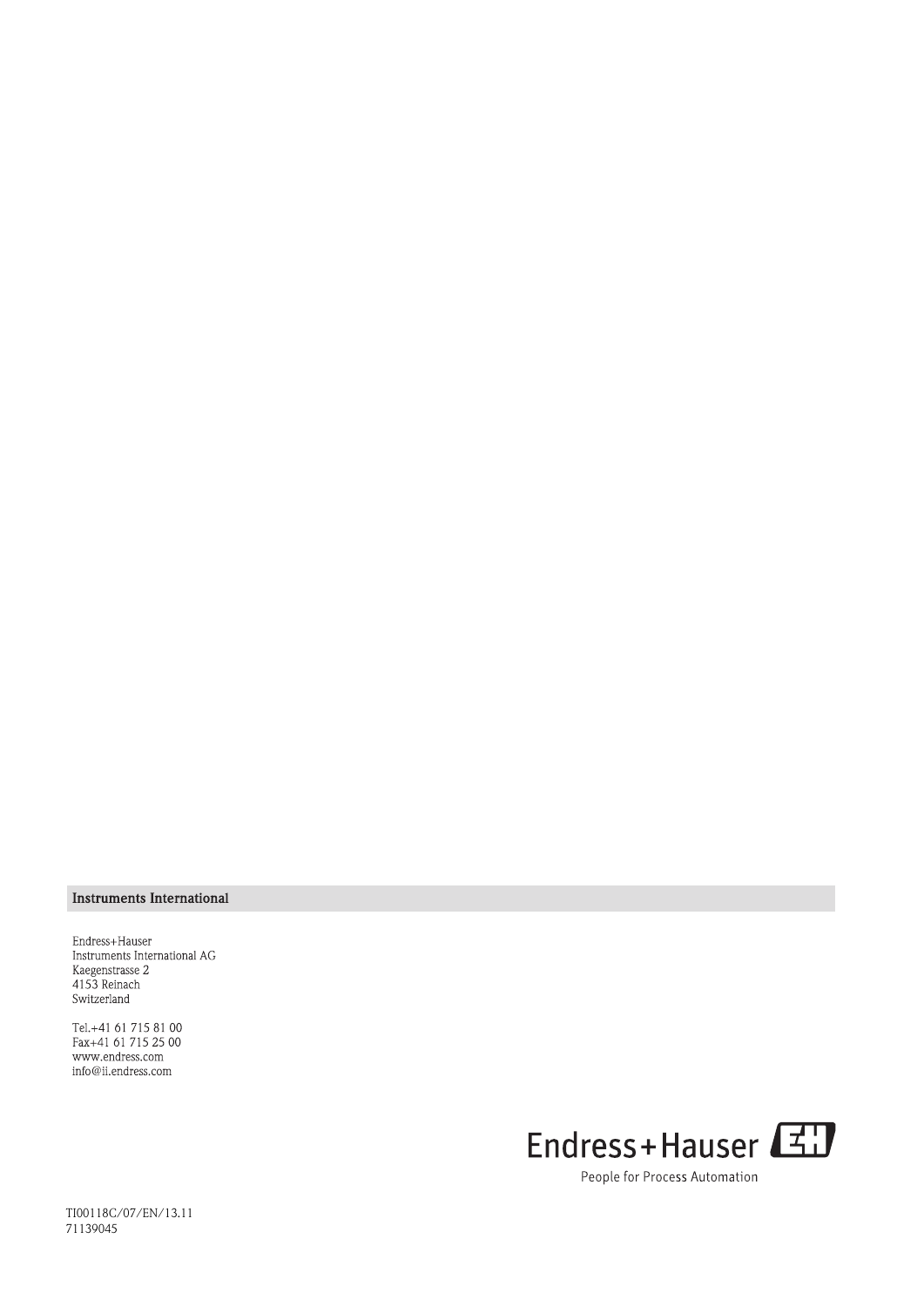**Instruments International**

Endress+Hauser
Instruments International AG
Kaegenstrasse 2
4153 Reinach
Switzerland

Tel.+41 61 715 81 00
Fax+41 61 715 25 00
www.endress.com
info@ii.endress.com

Endress+Hauser
People for Process Automation

TI00118C/07/EN/13.11
71139045